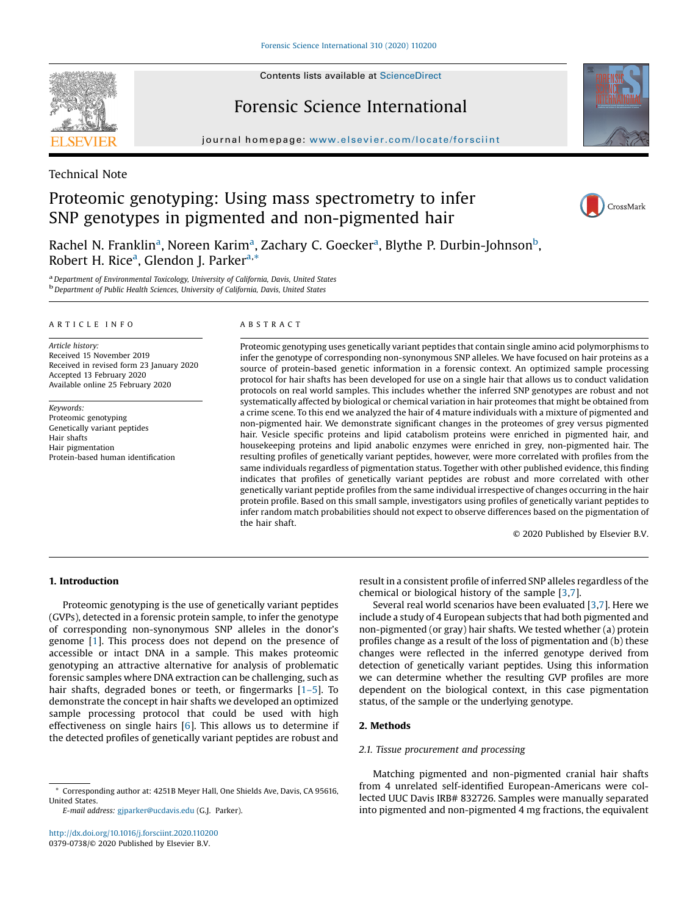Technical Note

# Proteomic genotyping: Using mass spectrometry to infer SNP genotypes in pigmented and non-pigmented hair

Rachel N. Franklin[a], Noreen Karim[a], Zachary C. Goecker[a], Blythe P. Durbin-Johnson[b], Robert H. Rice[a], Glendon J. Parker[a,*]

[a] Department of Environmental Toxicology, University of California, Davis, United States
[b] Department of Public Health Sciences, University of California, Davis, United States

**ARTICLE INFO**

*Article history:*
Received 15 November 2019
Received in revised form 23 January 2020
Accepted 13 February 2020
Available online 25 February 2020

*Keywords:*
Proteomic genotyping
Genetically variant peptides
Hair shafts
Hair pigmentation
Protein-based human identification

**ABSTRACT**

Proteomic genotyping uses genetically variant peptides that contain single amino acid polymorphisms to infer the genotype of corresponding non-synonymous SNP alleles. We have focused on hair proteins as a source of protein-based genetic information in a forensic context. An optimized sample processing protocol for hair shafts has been developed for use on a single hair that allows us to conduct validation protocols on real world samples. This includes whether the inferred SNP genotypes are robust and not systematically affected by biological or chemical variation in hair proteomes that might be obtained from a crime scene. To this end we analyzed the hair of 4 mature individuals with a mixture of pigmented and non-pigmented hair. We demonstrate significant changes in the proteomes of grey versus pigmented hair. Vesicle specific proteins and lipid catabolism proteins were enriched in pigmented hair, and housekeeping proteins and lipid anabolic enzymes were enriched in grey, non-pigmented hair. The resulting profiles of genetically variant peptides, however, were more correlated with profiles from the same individuals regardless of pigmentation status. Together with other published evidence, this finding indicates that profiles of genetically variant peptides are robust and more correlated with other genetically variant peptide profiles from the same individual irrespective of changes occurring in the hair protein profile. Based on this small sample, investigators using profiles of genetically variant peptides to infer random match probabilities should not expect to observe differences based on the pigmentation of the hair shaft.

© 2020 Published by Elsevier B.V.

## 1. Introduction

Proteomic genotyping is the use of genetically variant peptides (GVPs), detected in a forensic protein sample, to infer the genotype of corresponding non-synonymous SNP alleles in the donor's genome [1]. This process does not depend on the presence of accessible or intact DNA in a sample. This makes proteomic genotyping an attractive alternative for analysis of problematic forensic samples where DNA extraction can be challenging, such as hair shafts, degraded bones or teeth, or fingermarks [1–5]. To demonstrate the concept in hair shafts we developed an optimized sample processing protocol that could be used with high effectiveness on single hairs [6]. This allows us to determine if the detected profiles of genetically variant peptides are robust and result in a consistent profile of inferred SNP alleles regardless of the chemical or biological history of the sample [3,7].

Several real world scenarios have been evaluated [3,7]. Here we include a study of 4 European subjects that had both pigmented and non-pigmented (or gray) hair shafts. We tested whether (a) protein profiles change as a result of the loss of pigmentation and (b) these changes were reflected in the inferred genotype derived from detection of genetically variant peptides. Using this information we can determine whether the resulting GVP profiles are more dependent on the biological context, in this case pigmentation status, of the sample or the underlying genotype.

## 2. Methods

### 2.1. Tissue procurement and processing

Matching pigmented and non-pigmented cranial hair shafts from 4 unrelated self-identified European-Americans were collected UUC Davis IRB# 832726. Samples were manually separated into pigmented and non-pigmented 4 mg fractions, the equivalent

* Corresponding author at: 4251B Meyer Hall, One Shields Ave, Davis, CA 95616, United States.
*E-mail address:* gjparker@ucdavis.edu (G.J. Parker).

http://dx.doi.org/10.1016/j.forsciint.2020.110200
0379-0738/© 2020 Published by Elsevier B.V.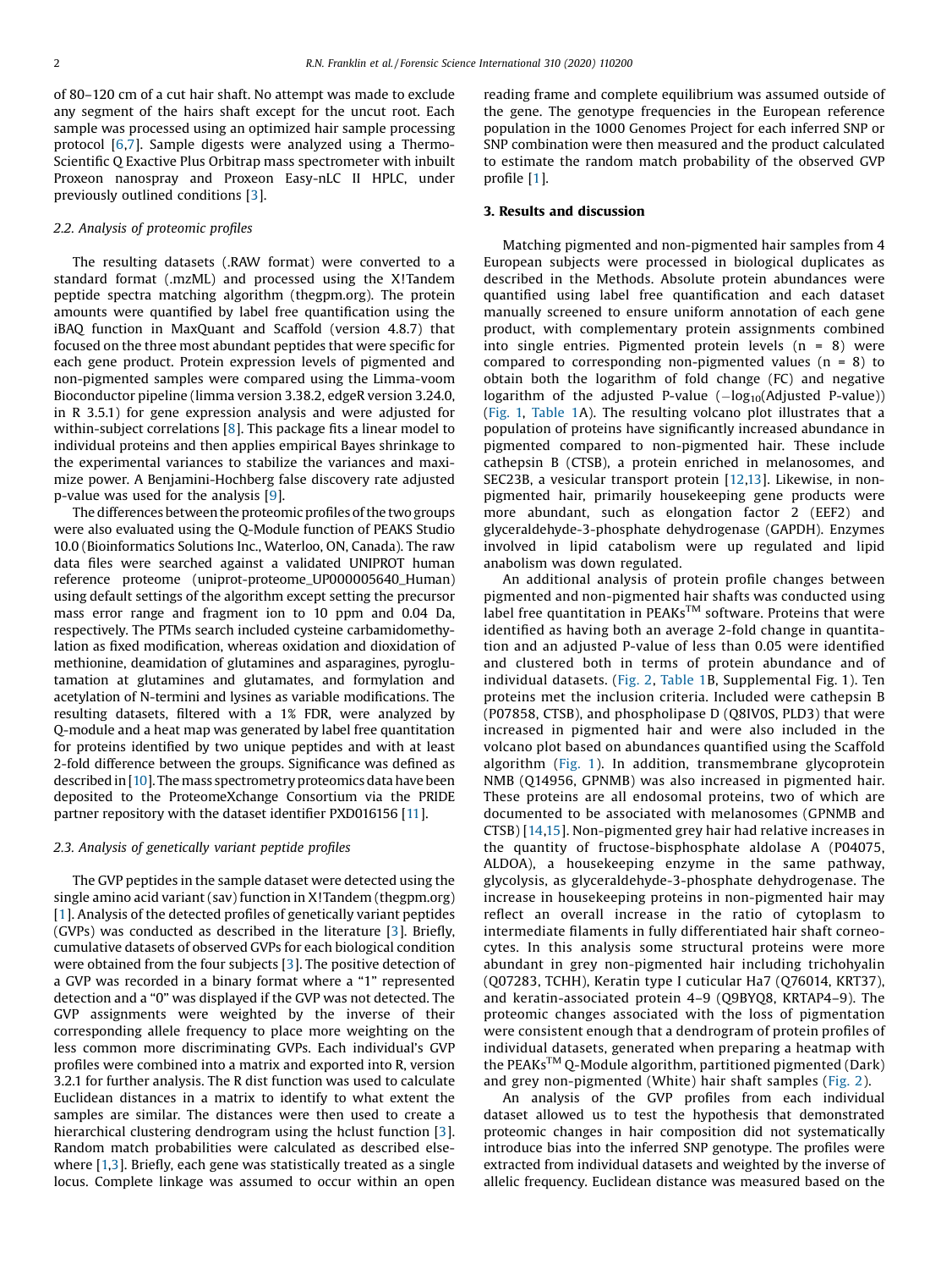of 80–120 cm of a cut hair shaft. No attempt was made to exclude any segment of the hairs shaft except for the uncut root. Each sample was processed using an optimized hair sample processing protocol [6,7]. Sample digests were analyzed using a Thermo-Scientific Q Exactive Plus Orbitrap mass spectrometer with inbuilt Proxeon nanospray and Proxeon Easy-nLC II HPLC, under previously outlined conditions [3].

### 2.2. Analysis of proteomic profiles

The resulting datasets (.RAW format) were converted to a standard format (.mzML) and processed using the X!Tandem peptide spectra matching algorithm (thegpm.org). The protein amounts were quantified by label free quantification using the iBAQ function in MaxQuant and Scaffold (version 4.8.7) that focused on the three most abundant peptides that were specific for each gene product. Protein expression levels of pigmented and non-pigmented samples were compared using the Limma-voom Bioconductor pipeline (limma version 3.38.2, edgeR version 3.24.0, in R 3.5.1) for gene expression analysis and were adjusted for within-subject correlations [8]. This package fits a linear model to individual proteins and then applies empirical Bayes shrinkage to the experimental variances to stabilize the variances and maximize power. A Benjamini-Hochberg false discovery rate adjusted p-value was used for the analysis [9].

The differences between the proteomic profiles of the two groups were also evaluated using the Q-Module function of PEAKS Studio 10.0 (Bioinformatics Solutions Inc., Waterloo, ON, Canada). The raw data files were searched against a validated UNIPROT human reference proteome (uniprot-proteome_UP000005640_Human) using default settings of the algorithm except setting the precursor mass error range and fragment ion to 10 ppm and 0.04 Da, respectively. The PTMs search included cysteine carbamidomethylation as fixed modification, whereas oxidation and dioxidation of methionine, deamidation of glutamines and asparagines, pyroglutamation at glutamines and glutamates, and formylation and acetylation of N-termini and lysines as variable modifications. The resulting datasets, filtered with a 1% FDR, were analyzed by Q-module and a heat map was generated by label free quantitation for proteins identified by two unique peptides and with at least 2-fold difference between the groups. Significance was defined as described in [10]. The mass spectrometry proteomics data have been deposited to the ProteomeXchange Consortium via the PRIDE partner repository with the dataset identifier PXD016156 [11].

### 2.3. Analysis of genetically variant peptide profiles

The GVP peptides in the sample dataset were detected using the single amino acid variant (sav) function in X!Tandem (thegpm.org) [1]. Analysis of the detected profiles of genetically variant peptides (GVPs) was conducted as described in the literature [3]. Briefly, cumulative datasets of observed GVPs for each biological condition were obtained from the four subjects [3]. The positive detection of a GVP was recorded in a binary format where a "1" represented detection and a "0" was displayed if the GVP was not detected. The GVP assignments were weighted by the inverse of their corresponding allele frequency to place more weighting on the less common more discriminating GVPs. Each individual's GVP profiles were combined into a matrix and exported into R, version 3.2.1 for further analysis. The R dist function was used to calculate Euclidean distances in a matrix to identify to what extent the samples are similar. The distances were then used to create a hierarchical clustering dendrogram using the hclust function [3]. Random match probabilities were calculated as described elsewhere [1,3]. Briefly, each gene was statistically treated as a single locus. Complete linkage was assumed to occur within an open reading frame and complete equilibrium was assumed outside of the gene. The genotype frequencies in the European reference population in the 1000 Genomes Project for each inferred SNP or SNP combination were then measured and the product calculated to estimate the random match probability of the observed GVP profile [1].

## 3. Results and discussion

Matching pigmented and non-pigmented hair samples from 4 European subjects were processed in biological duplicates as described in the Methods. Absolute protein abundances were quantified using label free quantification and each dataset manually screened to ensure uniform annotation of each gene product, with complementary protein assignments combined into single entries. Pigmented protein levels (n = 8) were compared to corresponding non-pigmented values (n = 8) to obtain both the logarithm of fold change (FC) and negative logarithm of the adjusted P-value ($-\log_{10}$(Adjusted P-value)) (Fig. 1, Table 1A). The resulting volcano plot illustrates that a population of proteins have significantly increased abundance in pigmented compared to non-pigmented hair. These include cathepsin B (CTSB), a protein enriched in melanosomes, and SEC23B, a vesicular transport protein [12,13]. Likewise, in non-pigmented hair, primarily housekeeping gene products were more abundant, such as elongation factor 2 (EEF2) and glyceraldehyde-3-phosphate dehydrogenase (GAPDH). Enzymes involved in lipid catabolism were up regulated and lipid anabolism was down regulated.

An additional analysis of protein profile changes between pigmented and non-pigmented hair shafts was conducted using label free quantitation in PEAKs™ software. Proteins that were identified as having both an average 2-fold change in quantitation and an adjusted P-value of less than 0.05 were identified and clustered both in terms of protein abundance and of individual datasets. (Fig. 2, Table 1B, Supplemental Fig. 1). Ten proteins met the inclusion criteria. Included were cathepsin B (P07858, CTSB), and phospholipase D (Q8IV0S, PLD3) that were increased in pigmented hair and were also included in the volcano plot based on abundances quantified using the Scaffold algorithm (Fig. 1). In addition, transmembrane glycoprotein NMB (Q14956, GPNMB) was also increased in pigmented hair. These proteins are all endosomal proteins, two of which are documented to be associated with melanosomes (GPNMB and CTSB) [14,15]. Non-pigmented grey hair had relative increases in the quantity of fructose-bisphosphate aldolase A (P04075, ALDOA), a housekeeping enzyme in the same pathway, glycolysis, as glyceraldehyde-3-phosphate dehydrogenase. The increase in housekeeping proteins in non-pigmented hair may reflect an overall increase in the ratio of cytoplasm to intermediate filaments in fully differentiated hair shaft corneocytes. In this analysis some structural proteins were more abundant in grey non-pigmented hair including trichohyalin (Q07283, TCHH), Keratin type I cuticular Ha7 (Q76014, KRT37), and keratin-associated protein 4–9 (Q9BYQ8, KRTAP4–9). The proteomic changes associated with the loss of pigmentation were consistent enough that a dendrogram of protein profiles of individual datasets, generated when preparing a heatmap with the PEAKs™ Q-Module algorithm, partitioned pigmented (Dark) and grey non-pigmented (White) hair shaft samples (Fig. 2).

An analysis of the GVP profiles from each individual dataset allowed us to test the hypothesis that demonstrated proteomic changes in hair composition did not systematically introduce bias into the inferred SNP genotype. The profiles were extracted from individual datasets and weighted by the inverse of allelic frequency. Euclidean distance was measured based on the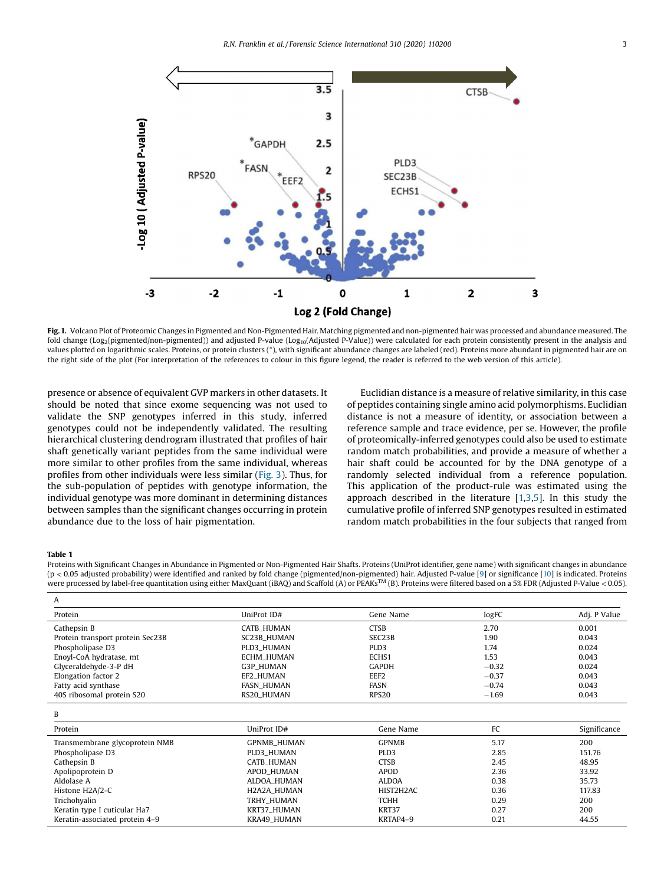3.5

CTSB

3

2.5

*GAPDH

PLD3

*FASN

2

RPS20

*EEF2

SEC23B

ECHS1

1.5

1

0.5

0

-Log 10 ( Adjusted P-value)

-3

-2

-1

0

1

2

3

Log 2 (Fold Change)

**Fig. 1.** Volcano Plot of Proteomic Changes in Pigmented and Non-Pigmented Hair. Matching pigmented and non-pigmented hair was processed and abundance measured. The fold change ($Log_2$(pigmented/non-pigmented)) and adjusted P-value ($Log_{10}$(Adjusted P-Value)) were calculated for each protein consistently present in the analysis and values plotted on logarithmic scales. Proteins, or protein clusters (*), with significant abundance changes are labeled (red). Proteins more abundant in pigmented hair are on the right side of the plot (For interpretation of the references to colour in this figure legend, the reader is referred to the web version of this article).

presence or absence of equivalent GVP markers in other datasets. It should be noted that since exome sequencing was not used to validate the SNP genotypes inferred in this study, inferred genotypes could not be independently validated. The resulting hierarchical clustering dendrogram illustrated that profiles of hair shaft genetically variant peptides from the same individual were more similar to other profiles from the same individual, whereas profiles from other individuals were less similar (Fig. 3). Thus, for the sub-population of peptides with genotype information, the individual genotype was more dominant in determining distances between samples than the significant changes occurring in protein abundance due to the loss of hair pigmentation.

Euclidian distance is a measure of relative similarity, in this case of peptides containing single amino acid polymorphisms. Euclidian distance is not a measure of identity, or association between a reference sample and trace evidence, per se. However, the profile of proteomically-inferred genotypes could also be used to estimate random match probabilities, and provide a measure of whether a hair shaft could be accounted for by the DNA genotype of a randomly selected individual from a reference population. This application of the product-rule was estimated using the approach described in the literature [1,3,5]. In this study the cumulative profile of inferred SNP genotypes resulted in estimated random match probabilities in the four subjects that ranged from

**Table 1**
Proteins with Significant Changes in Abundance in Pigmented or Non-Pigmented Hair Shafts. Proteins (UniProt identifier, gene name) with significant changes in abundance ($p < 0.05$ adjusted probability) were identified and ranked by fold change (pigmented/non-pigmented) hair. Adjusted P-value [9] or significance [10] is indicated. Proteins were processed by label-free quantitation using either MaxQuant (iBAQ) and Scaffold (A) or PEAKs™ (B). Proteins were filtered based on a 5% FDR (Adjusted P-Value < 0.05).

A

| Protein | UniProt ID# | Gene Name | logFC | Adj. P Value |
|---|---|---|---|---|
| Cathepsin B | CATB_HUMAN | CTSB | 2.70 | 0.001 |
| Protein transport protein Sec23B | SC23B_HUMAN | SEC23B | 1.90 | 0.043 |
| Phospholipase D3 | PLD3_HUMAN | PLD3 | 1.74 | 0.024 |
| Enoyl-CoA hydratase, mt | ECHM_HUMAN | ECHS1 | 1.53 | 0.043 |
| Glyceraldehyde-3-P dH | G3P_HUMAN | GAPDH | −0.32 | 0.024 |
| Elongation factor 2 | EF2_HUMAN | EEF2 | −0.37 | 0.043 |
| Fatty acid synthase | FASN_HUMAN | FASN | −0.74 | 0.043 |
| 40S ribosomal protein S20 | RS20_HUMAN | RPS20 | −1.69 | 0.043 |

B

| Protein | UniProt ID# | Gene Name | FC | Significance |
|---|---|---|---|---|
| Transmembrane glycoprotein NMB | GPNMB_HUMAN | GPNMB | 5.17 | 200 |
| Phospholipase D3 | PLD3_HUMAN | PLD3 | 2.85 | 151.76 |
| Cathepsin B | CATB_HUMAN | CTSB | 2.45 | 48.95 |
| Apolipoprotein D | APOD_HUMAN | APOD | 2.36 | 33.92 |
| Aldolase A | ALDOA_HUMAN | ALDOA | 0.38 | 35.73 |
| Histone H2A/2-C | H2A2A_HUMAN | HIST2H2AC | 0.36 | 117.83 |
| Trichohyalin | TRHY_HUMAN | TCHH | 0.29 | 200 |
| Keratin type I cuticular Ha7 | KRT37_HUMAN | KRT37 | 0.27 | 200 |
| Keratin-associated protein 4–9 | KRA49_HUMAN | KRTAP4–9 | 0.21 | 44.55 |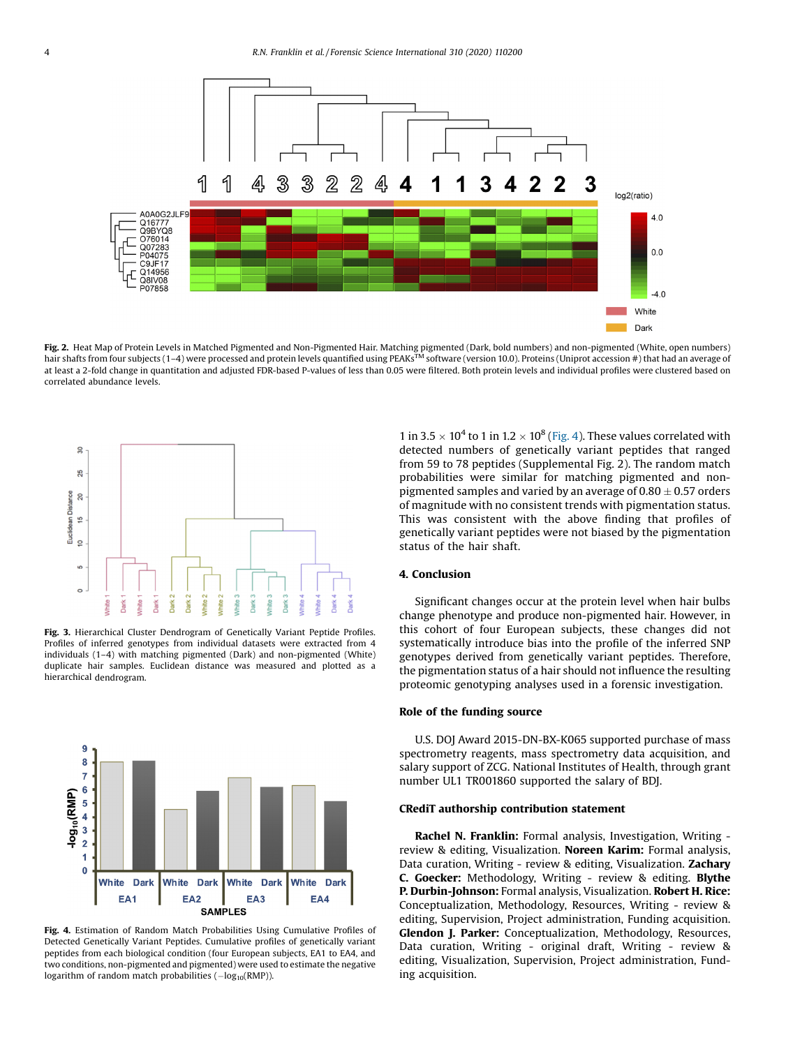Fig. 2. Heat Map of Protein Levels in Matched Pigmented and Non-Pigmented Hair. Matching pigmented (Dark, bold numbers) and non-pigmented (White, open numbers) hair shafts from four subjects (1–4) were processed and protein levels quantified using PEAKs™ software (version 10.0). Proteins (Uniprot accession #) that had an average of at least a 2-fold change in quantitation and adjusted FDR-based P-values of less than 0.05 were filtered. Both protein levels and individual profiles were clustered based on correlated abundance levels.

Fig. 3. Hierarchical Cluster Dendrogram of Genetically Variant Peptide Profiles. Profiles of inferred genotypes from individual datasets were extracted from 4 individuals (1–4) with matching pigmented (Dark) and non-pigmented (White) duplicate hair samples. Euclidean distance was measured and plotted as a hierarchical dendrogram.

Fig. 4. Estimation of Random Match Probabilities Using Cumulative Profiles of Detected Genetically Variant Peptides. Cumulative profiles of genetically variant peptides from each biological condition (four European subjects, EA1 to EA4, and two conditions, non-pigmented and pigmented) were used to estimate the negative logarithm of random match probabilities ($-\log_{10}$(RMP)).

1 in $3.5 \times 10^4$ to 1 in $1.2 \times 10^8$ (Fig. 4). These values correlated with detected numbers of genetically variant peptides that ranged from 59 to 78 peptides (Supplemental Fig. 2). The random match probabilities were similar for matching pigmented and non-pigmented samples and varied by an average of $0.80 \pm 0.57$ orders of magnitude with no consistent trends with pigmentation status. This was consistent with the above finding that profiles of genetically variant peptides were not biased by the pigmentation status of the hair shaft.

## 4. Conclusion

Significant changes occur at the protein level when hair bulbs change phenotype and produce non-pigmented hair. However, in this cohort of four European subjects, these changes did not systematically introduce bias into the profile of the inferred SNP genotypes derived from genetically variant peptides. Therefore, the pigmentation status of a hair should not influence the resulting proteomic genotyping analyses used in a forensic investigation.

## Role of the funding source

U.S. DOJ Award 2015-DN-BX-K065 supported purchase of mass spectrometry reagents, mass spectrometry data acquisition, and salary support of ZCG. National Institutes of Health, through grant number UL1 TR001860 supported the salary of BDJ.

## CRediT authorship contribution statement

**Rachel N. Franklin:** Formal analysis, Investigation, Writing - review & editing, Visualization. **Noreen Karim:** Formal analysis, Data curation, Writing - review & editing, Visualization. **Zachary C. Goecker:** Methodology, Writing - review & editing. **Blythe P. Durbin-Johnson:** Formal analysis, Visualization. **Robert H. Rice:** Conceptualization, Methodology, Resources, Writing - review & editing, Supervision, Project administration, Funding acquisition. **Glendon J. Parker:** Conceptualization, Methodology, Resources, Data curation, Writing - original draft, Writing - review & editing, Visualization, Supervision, Project administration, Funding acquisition.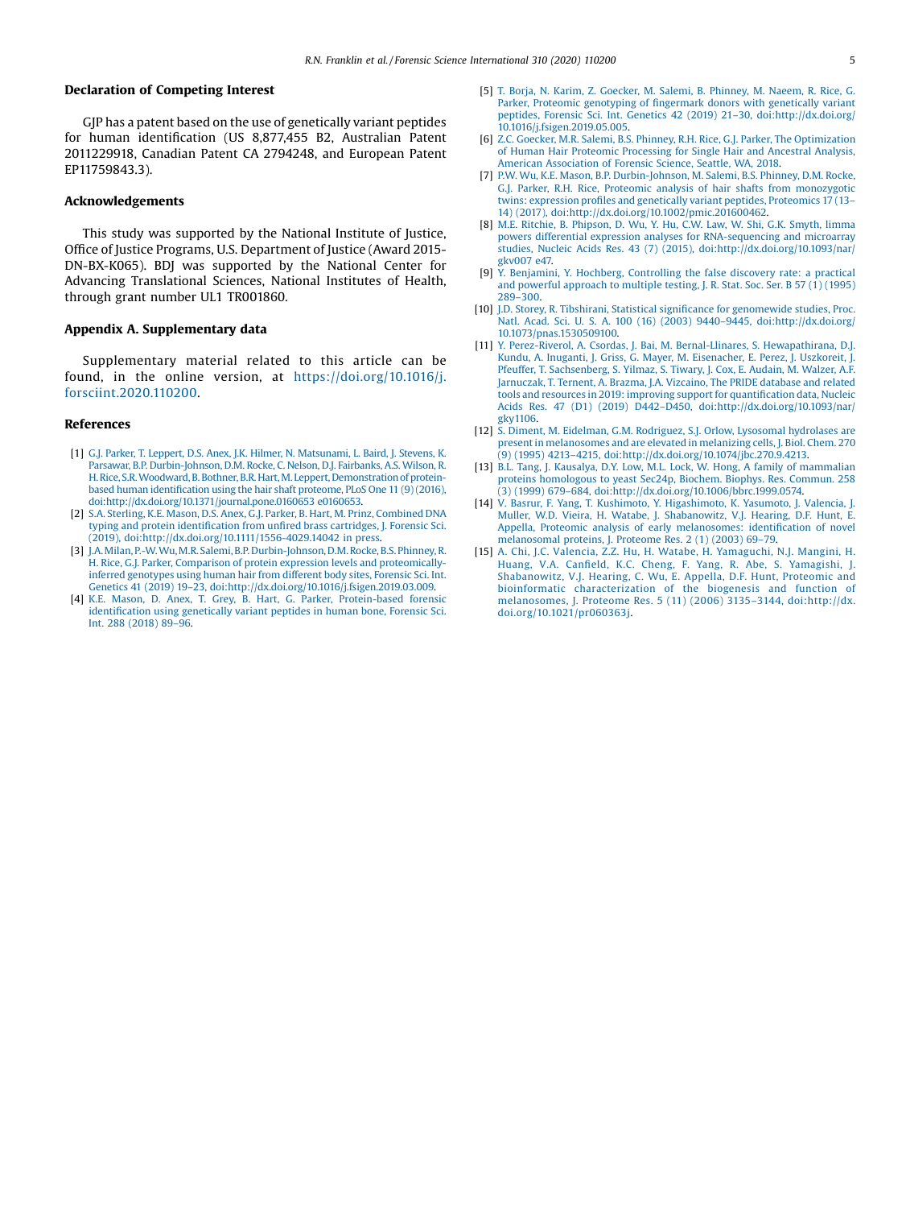## Declaration of Competing Interest

GJP has a patent based on the use of genetically variant peptides for human identification (US 8,877,455 B2, Australian Patent 2011229918, Canadian Patent CA 2794248, and European Patent EP11759843.3).

## Acknowledgements

This study was supported by the National Institute of Justice, Office of Justice Programs, U.S. Department of Justice (Award 2015-DN-BX-K065). BDJ was supported by the National Center for Advancing Translational Sciences, National Institutes of Health, through grant number UL1 TR001860.

## Appendix A. Supplementary data

Supplementary material related to this article can be found, in the online version, at https://doi.org/10.1016/j.forsciint.2020.110200.

## References

[1] G.J. Parker, T. Leppert, D.S. Anex, J.K. Hilmer, N. Matsunami, L. Baird, J. Stevens, K. Parsawar, B.P. Durbin-Johnson, D.M. Rocke, C. Nelson, D.J. Fairbanks, A.S. Wilson, R. H. Rice, S.R. Woodward, B. Bothner, B.R. Hart, M. Leppert, Demonstration of protein-based human identification using the hair shaft proteome, PLoS One 11 (9) (2016), doi:http://dx.doi.org/10.1371/journal.pone.0160653 e0160653.

[2] S.A. Sterling, K.E. Mason, D.S. Anex, G.J. Parker, B. Hart, M. Prinz, Combined DNA typing and protein identification from unfired brass cartridges, J. Forensic Sci. (2019), doi:http://dx.doi.org/10.1111/1556-4029.14042 in press.

[3] J.A. Milan, P.-W. Wu, M.R. Salemi, B.P. Durbin-Johnson, D.M. Rocke, B.S. Phinney, R. H. Rice, G.J. Parker, Comparison of protein expression levels and proteomically-inferred genotypes using human hair from different body sites, Forensic Sci. Int. Genetics 41 (2019) 19–23, doi:http://dx.doi.org/10.1016/j.fsigen.2019.03.009.

[4] K.E. Mason, D. Anex, T. Grey, B. Hart, G. Parker, Protein-based forensic identification using genetically variant peptides in human bone, Forensic Sci. Int. 288 (2018) 89–96.

[5] T. Borja, N. Karim, Z. Goecker, M. Salemi, B. Phinney, M. Naeem, R. Rice, G. Parker, Proteomic genotyping of fingermark donors with genetically variant peptides, Forensic Sci. Int. Genetics 42 (2019) 21–30, doi:http://dx.doi.org/10.1016/j.fsigen.2019.05.005.

[6] Z.C. Goecker, M.R. Salemi, B.S. Phinney, R.H. Rice, G.J. Parker, The Optimization of Human Hair Proteomic Processing for Single Hair and Ancestral Analysis, American Association of Forensic Science, Seattle, WA, 2018.

[7] P.W. Wu, K.E. Mason, B.P. Durbin-Johnson, M. Salemi, B.S. Phinney, D.M. Rocke, G.J. Parker, R.H. Rice, Proteomic analysis of hair shafts from monozygotic twins: expression profiles and genetically variant peptides, Proteomics 17 (13–14) (2017), doi:http://dx.doi.org/10.1002/pmic.201600462.

[8] M.E. Ritchie, B. Phipson, D. Wu, Y. Hu, C.W. Law, W. Shi, G.K. Smyth, limma powers differential expression analyses for RNA-sequencing and microarray studies, Nucleic Acids Res. 43 (7) (2015), doi:http://dx.doi.org/10.1093/nar/gkv007 e47.

[9] Y. Benjamini, Y. Hochberg, Controlling the false discovery rate: a practical and powerful approach to multiple testing, J. R. Stat. Soc. Ser. B 57 (1) (1995) 289–300.

[10] J.D. Storey, R. Tibshirani, Statistical significance for genomewide studies, Proc. Natl. Acad. Sci. U. S. A. 100 (16) (2003) 9440–9445, doi:http://dx.doi.org/10.1073/pnas.1530509100.

[11] Y. Perez-Riverol, A. Csordas, J. Bai, M. Bernal-Llinares, S. Hewapathirana, D.J. Kundu, A. Inuganti, J. Griss, G. Mayer, M. Eisenacher, E. Perez, J. Uszkoreit, J. Pfeuffer, T. Sachsenberg, S. Yilmaz, S. Tiwary, J. Cox, E. Audain, M. Walzer, A.F. Jarnuczak, T. Ternent, A. Brazma, J.A. Vizcaino, The PRIDE database and related tools and resources in 2019: improving support for quantification data, Nucleic Acids Res. 47 (D1) (2019) D442–D450, doi:http://dx.doi.org/10.1093/nar/gky1106.

[12] S. Diment, M. Eidelman, G.M. Rodriguez, S.J. Orlow, Lysosomal hydrolases are present in melanosomes and are elevated in melanizing cells, J. Biol. Chem. 270 (9) (1995) 4213–4215, doi:http://dx.doi.org/10.1074/jbc.270.9.4213.

[13] B.L. Tang, J. Kausalya, D.Y. Low, M.L. Lock, W. Hong, A family of mammalian proteins homologous to yeast Sec24p, Biochem. Biophys. Res. Commun. 258 (3) (1999) 679–684, doi:http://dx.doi.org/10.1006/bbrc.1999.0574.

[14] V. Basrur, F. Yang, T. Kushimoto, Y. Higashimoto, K. Yasumoto, J. Valencia, J. Muller, W.D. Vieira, H. Watabe, J. Shabanowitz, V.J. Hearing, D.F. Hunt, E. Appella, Proteomic analysis of early melanosomes: identification of novel melanosomal proteins, J. Proteome Res. 2 (1) (2003) 69–79.

[15] A. Chi, J.C. Valencia, Z.Z. Hu, H. Watabe, H. Yamaguchi, N.J. Mangini, H. Huang, V.A. Canfield, K.C. Cheng, F. Yang, R. Abe, S. Yamagishi, J. Shabanowitz, V.J. Hearing, C. Wu, E. Appella, D.F. Hunt, Proteomic and bioinformatic characterization of the biogenesis and function of melanosomes, J. Proteome Res. 5 (11) (2006) 3135–3144, doi:http://dx.doi.org/10.1021/pr060363j.